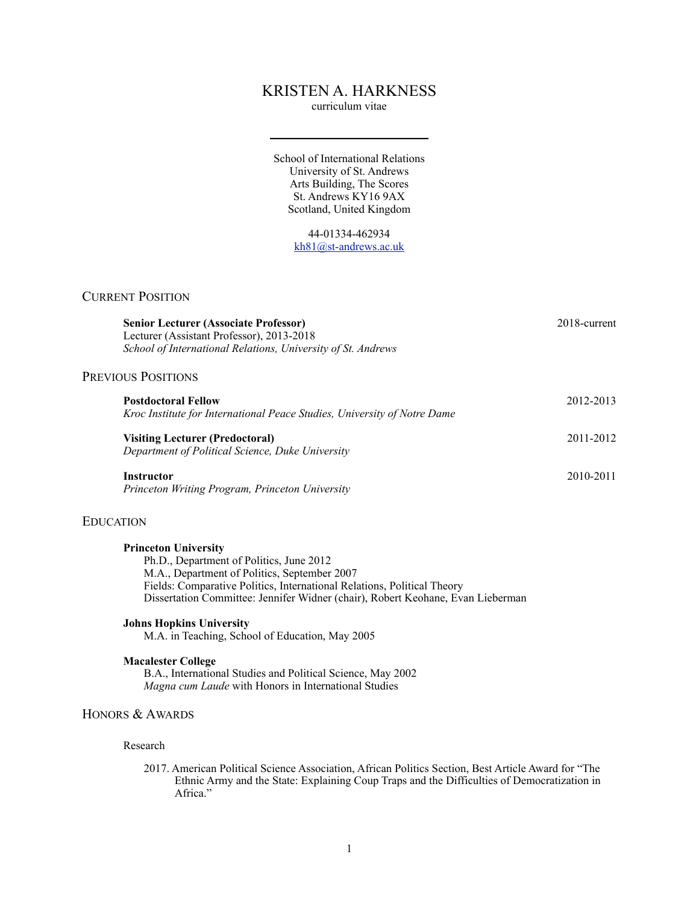# KRISTEN A. HARKNESS

curriculum vitae

---

School of International Relations
University of St. Andrews
Arts Building, The Scores
St. Andrews KY16 9AX
Scotland, United Kingdom

44-01334-462934
kh81@st-andrews.ac.uk

## CURRENT POSITION

**Senior Lecturer (Associate Professor)** — 2018-current
Lecturer (Assistant Professor), 2013-2018
*School of International Relations, University of St. Andrews*

## PREVIOUS POSITIONS

**Postdoctoral Fellow** — 2012-2013
*Kroc Institute for International Peace Studies, University of Notre Dame*

**Visiting Lecturer (Predoctoral)** — 2011-2012
*Department of Political Science, Duke University*

**Instructor** — 2010-2011
*Princeton Writing Program, Princeton University*

## EDUCATION

**Princeton University**
Ph.D., Department of Politics, June 2012
M.A., Department of Politics, September 2007
Fields: Comparative Politics, International Relations, Political Theory
Dissertation Committee: Jennifer Widner (chair), Robert Keohane, Evan Lieberman

**Johns Hopkins University**
M.A. in Teaching, School of Education, May 2005

**Macalester College**
B.A., International Studies and Political Science, May 2002
*Magna cum Laude* with Honors in International Studies

## HONORS & AWARDS

Research

2017. American Political Science Association, African Politics Section, Best Article Award for "The Ethnic Army and the State: Explaining Coup Traps and the Difficulties of Democratization in Africa."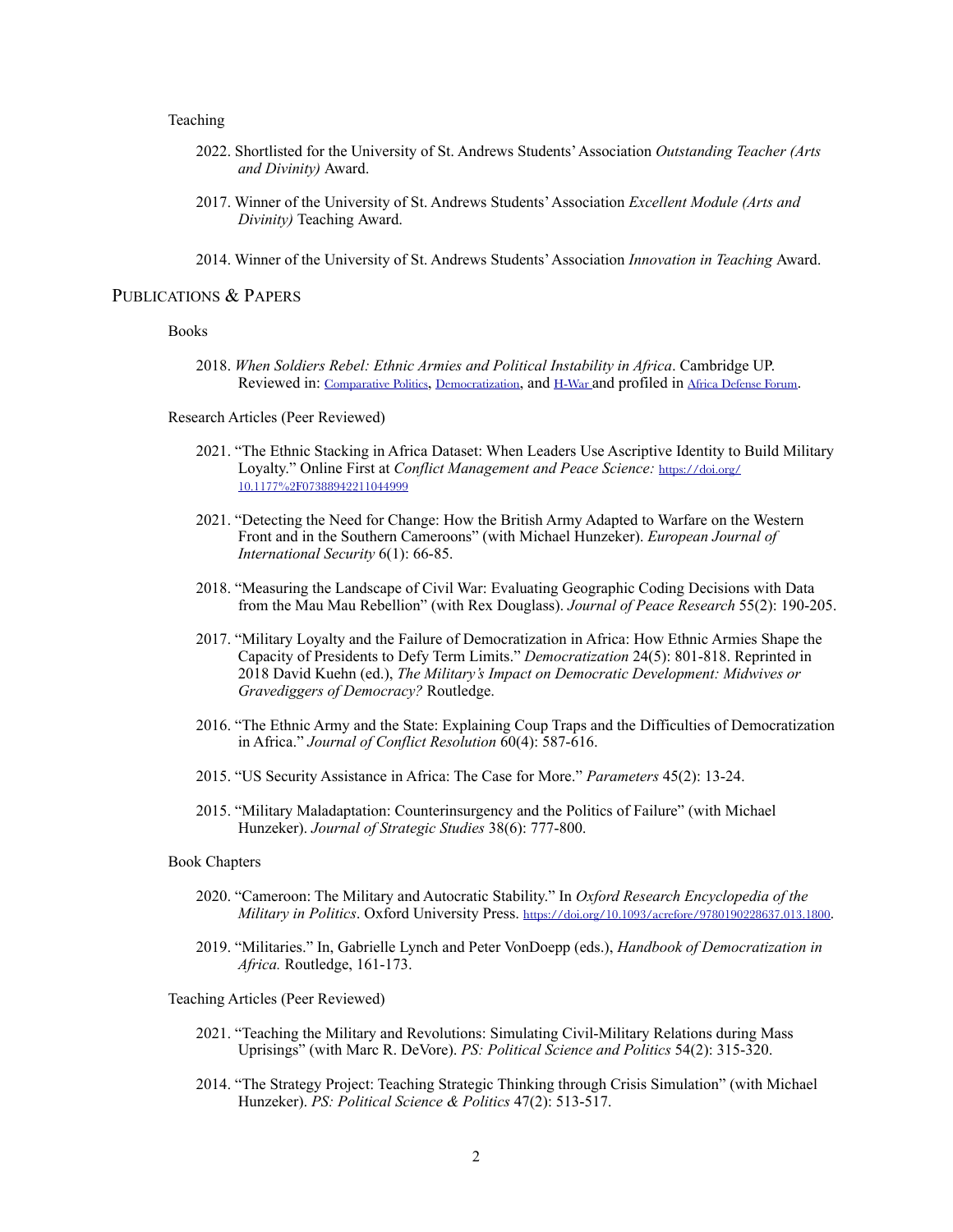Teaching

2022. Shortlisted for the University of St. Andrews Students' Association *Outstanding Teacher (Arts and Divinity)* Award.

2017. Winner of the University of St. Andrews Students' Association *Excellent Module (Arts and Divinity)* Teaching Award.

2014. Winner of the University of St. Andrews Students' Association *Innovation in Teaching* Award.

## PUBLICATIONS & PAPERS

### Books

2018. *When Soldiers Rebel: Ethnic Armies and Political Instability in Africa*. Cambridge UP. Reviewed in: Comparative Politics, Democratization, and H-War and profiled in Africa Defense Forum.

### Research Articles (Peer Reviewed)

2021. "The Ethnic Stacking in Africa Dataset: When Leaders Use Ascriptive Identity to Build Military Loyalty." Online First at *Conflict Management and Peace Science:* https://doi.org/10.1177%2F07388942211044999

2021. "Detecting the Need for Change: How the British Army Adapted to Warfare on the Western Front and in the Southern Cameroons" (with Michael Hunzeker). *European Journal of International Security* 6(1): 66-85.

2018. "Measuring the Landscape of Civil War: Evaluating Geographic Coding Decisions with Data from the Mau Mau Rebellion" (with Rex Douglass). *Journal of Peace Research* 55(2): 190-205.

2017. "Military Loyalty and the Failure of Democratization in Africa: How Ethnic Armies Shape the Capacity of Presidents to Defy Term Limits." *Democratization* 24(5): 801-818. Reprinted in 2018 David Kuehn (ed.), *The Military's Impact on Democratic Development: Midwives or Gravediggers of Democracy?* Routledge.

2016. "The Ethnic Army and the State: Explaining Coup Traps and the Difficulties of Democratization in Africa." *Journal of Conflict Resolution* 60(4): 587-616.

2015. "US Security Assistance in Africa: The Case for More." *Parameters* 45(2): 13-24.

2015. "Military Maladaptation: Counterinsurgency and the Politics of Failure" (with Michael Hunzeker). *Journal of Strategic Studies* 38(6): 777-800.

### Book Chapters

2020. "Cameroon: The Military and Autocratic Stability." In *Oxford Research Encyclopedia of the Military in Politics*. Oxford University Press. https://doi.org/10.1093/acrefore/9780190228637.013.1800.

2019. "Militaries." In, Gabrielle Lynch and Peter VonDoepp (eds.), *Handbook of Democratization in Africa.* Routledge, 161-173.

### Teaching Articles (Peer Reviewed)

2021. "Teaching the Military and Revolutions: Simulating Civil-Military Relations during Mass Uprisings" (with Marc R. DeVore). *PS: Political Science and Politics* 54(2): 315-320.

2014. "The Strategy Project: Teaching Strategic Thinking through Crisis Simulation" (with Michael Hunzeker). *PS: Political Science & Politics* 47(2): 513-517.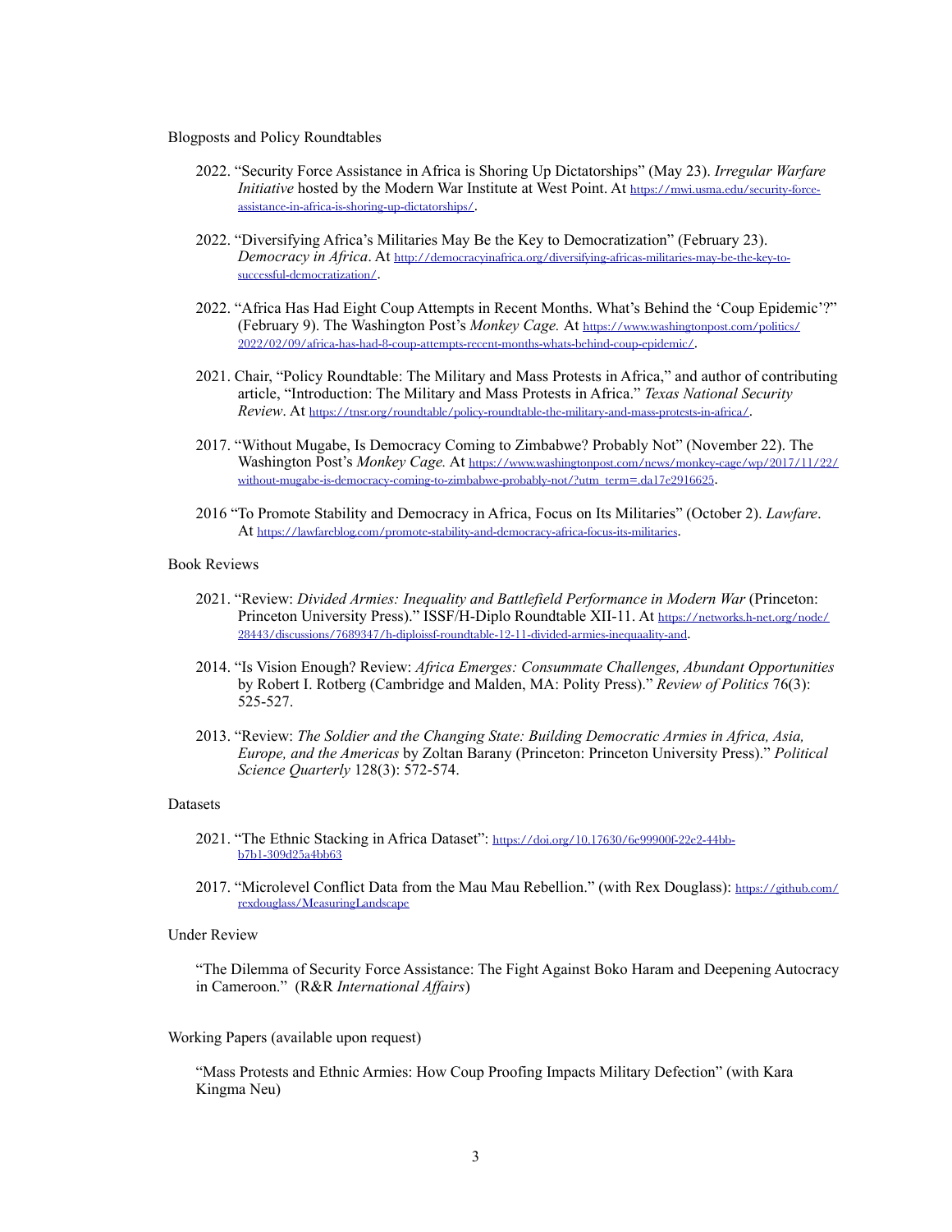Blogposts and Policy Roundtables

2022. "Security Force Assistance in Africa is Shoring Up Dictatorships" (May 23). *Irregular Warfare Initiative* hosted by the Modern War Institute at West Point. At https://mwi.usma.edu/security-force-assistance-in-africa-is-shoring-up-dictatorships/.

2022. "Diversifying Africa's Militaries May Be the Key to Democratization" (February 23). *Democracy in Africa*. At http://democracyinafrica.org/diversifying-africas-militaries-may-be-the-key-to-successful-democratization/.

2022. "Africa Has Had Eight Coup Attempts in Recent Months. What's Behind the 'Coup Epidemic'?" (February 9). The Washington Post's *Monkey Cage.* At https://www.washingtonpost.com/politics/2022/02/09/africa-has-had-8-coup-attempts-recent-months-whats-behind-coup-epidemic/.

2021. Chair, "Policy Roundtable: The Military and Mass Protests in Africa," and author of contributing article, "Introduction: The Military and Mass Protests in Africa." *Texas National Security Review*. At https://tnsr.org/roundtable/policy-roundtable-the-military-and-mass-protests-in-africa/.

2017. "Without Mugabe, Is Democracy Coming to Zimbabwe? Probably Not" (November 22). The Washington Post's *Monkey Cage.* At https://www.washingtonpost.com/news/monkey-cage/wp/2017/11/22/without-mugabe-is-democracy-coming-to-zimbabwe-probably-not/?utm_term=.da17e2916625.

2016 "To Promote Stability and Democracy in Africa, Focus on Its Militaries" (October 2). *Lawfare*. At https://lawfareblog.com/promote-stability-and-democracy-africa-focus-its-militaries.

Book Reviews

2021. "Review: *Divided Armies: Inequality and Battlefield Performance in Modern War* (Princeton: Princeton University Press)." ISSF/H-Diplo Roundtable XII-11. At https://networks.h-net.org/node/28443/discussions/7689347/h-diploissf-roundtable-12-11-divided-armies-inequaality-and.

2014. "Is Vision Enough? Review: *Africa Emerges: Consummate Challenges, Abundant Opportunities* by Robert I. Rotberg (Cambridge and Malden, MA: Polity Press)." *Review of Politics* 76(3): 525-527.

2013. "Review: *The Soldier and the Changing State: Building Democratic Armies in Africa, Asia, Europe, and the Americas* by Zoltan Barany (Princeton: Princeton University Press)." *Political Science Quarterly* 128(3): 572-574.

Datasets

2021. "The Ethnic Stacking in Africa Dataset": https://doi.org/10.17630/6e99900f-22e2-44bb-b7b1-309d25a4bb63

2017. "Microlevel Conflict Data from the Mau Mau Rebellion." (with Rex Douglass): https://github.com/rexdouglass/MeasuringLandscape

Under Review

"The Dilemma of Security Force Assistance: The Fight Against Boko Haram and Deepening Autocracy in Cameroon." (R&R *International Affairs*)

Working Papers (available upon request)

"Mass Protests and Ethnic Armies: How Coup Proofing Impacts Military Defection" (with Kara Kingma Neu)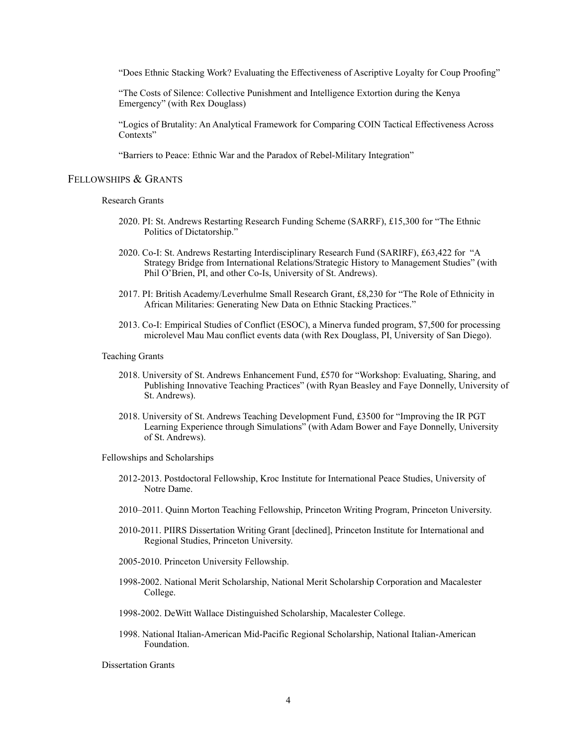"Does Ethnic Stacking Work? Evaluating the Effectiveness of Ascriptive Loyalty for Coup Proofing"

"The Costs of Silence: Collective Punishment and Intelligence Extortion during the Kenya Emergency" (with Rex Douglass)

"Logics of Brutality: An Analytical Framework for Comparing COIN Tactical Effectiveness Across Contexts"

"Barriers to Peace: Ethnic War and the Paradox of Rebel-Military Integration"

## Fellowships & Grants

### Research Grants

2020. PI: St. Andrews Restarting Research Funding Scheme (SARRF), £15,300 for "The Ethnic Politics of Dictatorship."

2020. Co-I: St. Andrews Restarting Interdisciplinary Research Fund (SARIRF), £63,422 for "A Strategy Bridge from International Relations/Strategic History to Management Studies" (with Phil O'Brien, PI, and other Co-Is, University of St. Andrews).

2017. PI: British Academy/Leverhulme Small Research Grant, £8,230 for "The Role of Ethnicity in African Militaries: Generating New Data on Ethnic Stacking Practices."

2013. Co-I: Empirical Studies of Conflict (ESOC), a Minerva funded program, $7,500 for processing microlevel Mau Mau conflict events data (with Rex Douglass, PI, University of San Diego).

### Teaching Grants

2018. University of St. Andrews Enhancement Fund, £570 for "Workshop: Evaluating, Sharing, and Publishing Innovative Teaching Practices" (with Ryan Beasley and Faye Donnelly, University of St. Andrews).

2018. University of St. Andrews Teaching Development Fund, £3500 for "Improving the IR PGT Learning Experience through Simulations" (with Adam Bower and Faye Donnelly, University of St. Andrews).

### Fellowships and Scholarships

2012-2013. Postdoctoral Fellowship, Kroc Institute for International Peace Studies, University of Notre Dame.

2010–2011. Quinn Morton Teaching Fellowship, Princeton Writing Program, Princeton University.

2010-2011. PIIRS Dissertation Writing Grant [declined], Princeton Institute for International and Regional Studies, Princeton University.

2005-2010. Princeton University Fellowship.

1998-2002. National Merit Scholarship, National Merit Scholarship Corporation and Macalester College.

1998-2002. DeWitt Wallace Distinguished Scholarship, Macalester College.

1998. National Italian-American Mid-Pacific Regional Scholarship, National Italian-American Foundation.

### Dissertation Grants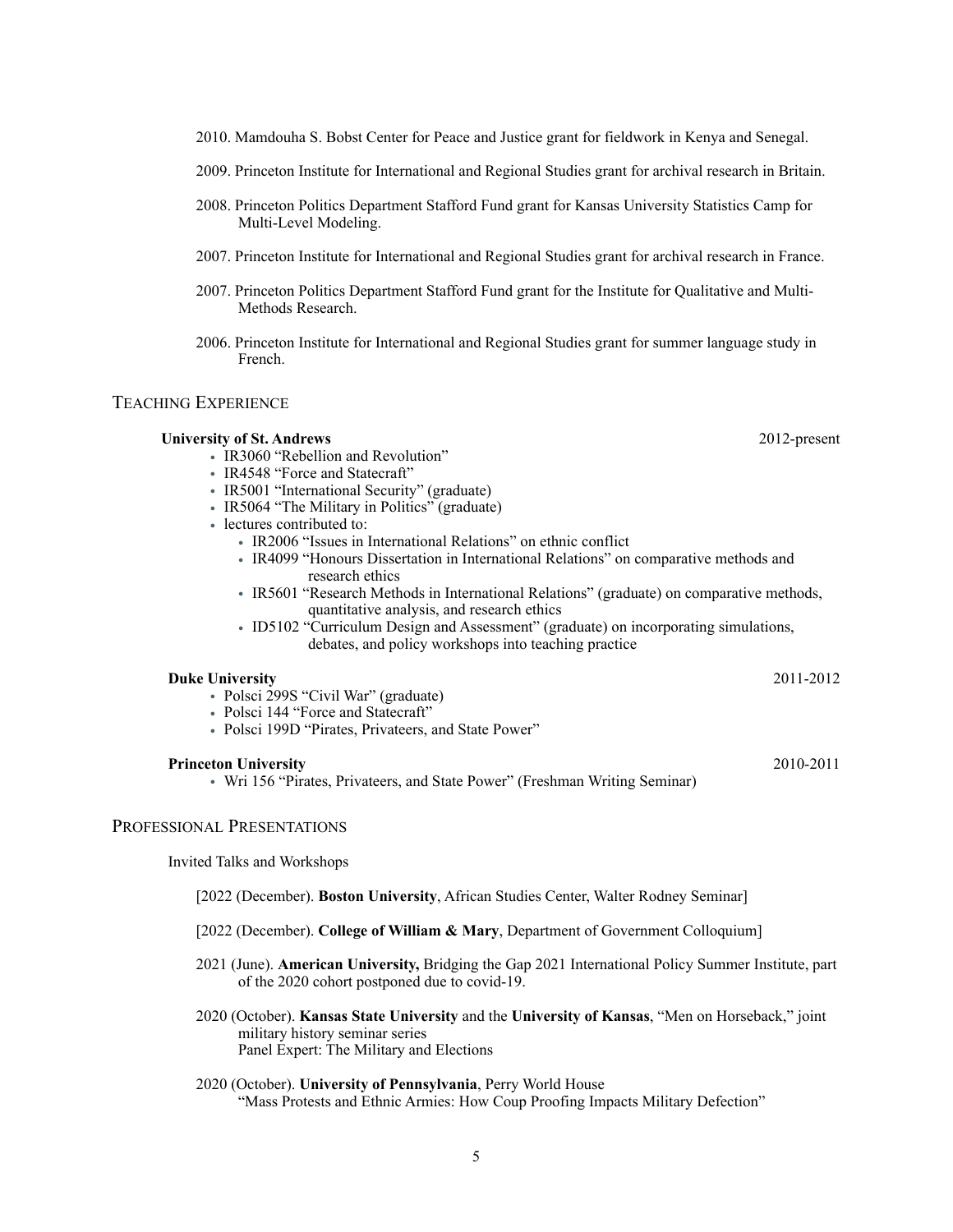2010. Mamdouha S. Bobst Center for Peace and Justice grant for fieldwork in Kenya and Senegal.

2009. Princeton Institute for International and Regional Studies grant for archival research in Britain.

2008. Princeton Politics Department Stafford Fund grant for Kansas University Statistics Camp for Multi-Level Modeling.

2007. Princeton Institute for International and Regional Studies grant for archival research in France.

2007. Princeton Politics Department Stafford Fund grant for the Institute for Qualitative and Multi-Methods Research.

2006. Princeton Institute for International and Regional Studies grant for summer language study in French.

## Teaching Experience

**University of St. Andrews** 2012-present

- IR3060 "Rebellion and Revolution"
- IR4548 "Force and Statecraft"
- IR5001 "International Security" (graduate)
- IR5064 "The Military in Politics" (graduate)
- lectures contributed to:
  - IR2006 "Issues in International Relations" on ethnic conflict
  - IR4099 "Honours Dissertation in International Relations" on comparative methods and research ethics
  - IR5601 "Research Methods in International Relations" (graduate) on comparative methods, quantitative analysis, and research ethics
  - ID5102 "Curriculum Design and Assessment" (graduate) on incorporating simulations, debates, and policy workshops into teaching practice

**Duke University** 2011-2012

- Polsci 299S "Civil War" (graduate)
- Polsci 144 "Force and Statecraft"
- Polsci 199D "Pirates, Privateers, and State Power"

**Princeton University** 2010-2011

- Wri 156 "Pirates, Privateers, and State Power" (Freshman Writing Seminar)

## Professional Presentations

Invited Talks and Workshops

[2022 (December). **Boston University**, African Studies Center, Walter Rodney Seminar]

[2022 (December). **College of William & Mary**, Department of Government Colloquium]

2021 (June). **American University,** Bridging the Gap 2021 International Policy Summer Institute, part of the 2020 cohort postponed due to covid-19.

2020 (October). **Kansas State University** and the **University of Kansas**, "Men on Horseback," joint military history seminar series
Panel Expert: The Military and Elections

2020 (October). **University of Pennsylvania**, Perry World House
"Mass Protests and Ethnic Armies: How Coup Proofing Impacts Military Defection"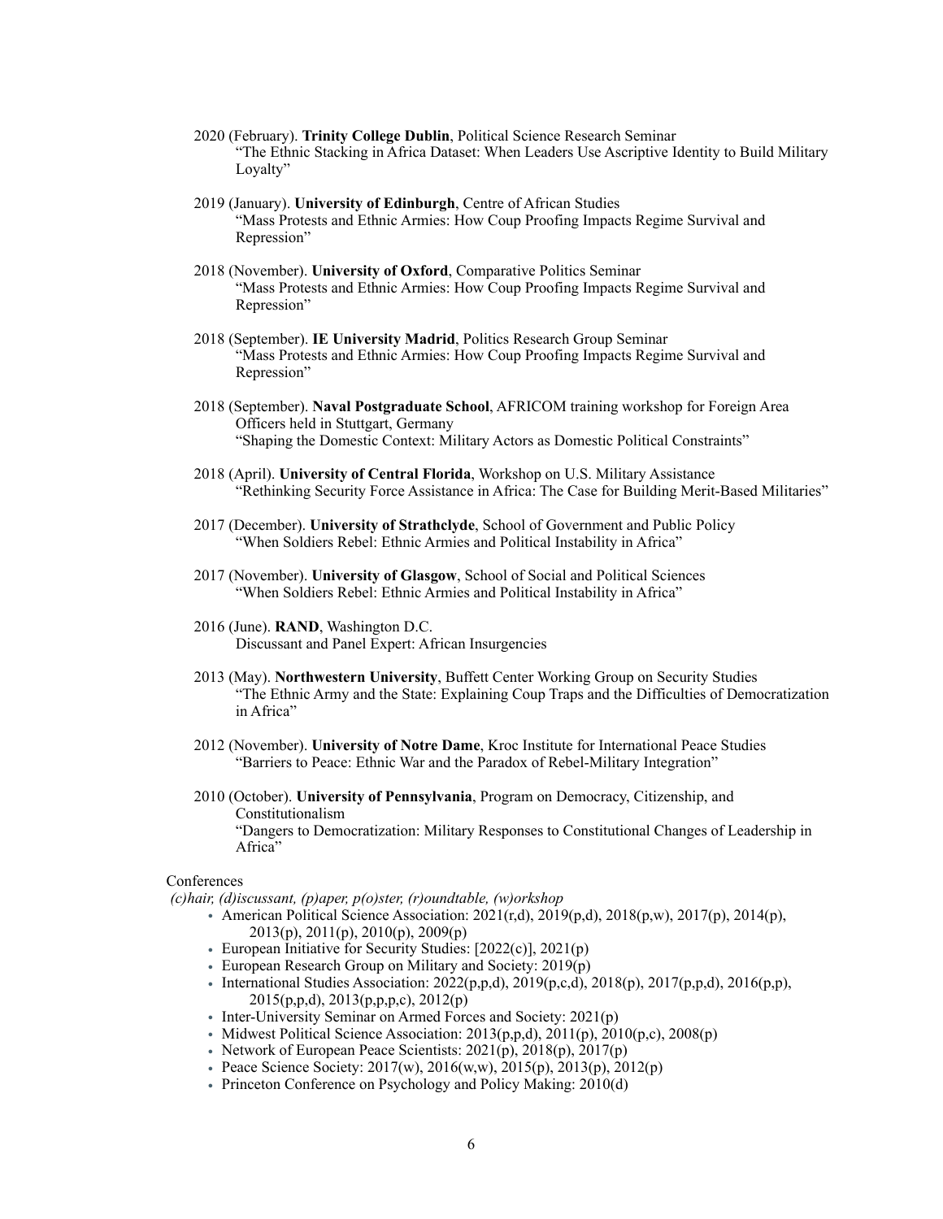2020 (February). **Trinity College Dublin**, Political Science Research Seminar
"The Ethnic Stacking in Africa Dataset: When Leaders Use Ascriptive Identity to Build Military Loyalty"

2019 (January). **University of Edinburgh**, Centre of African Studies
"Mass Protests and Ethnic Armies: How Coup Proofing Impacts Regime Survival and Repression"

2018 (November). **University of Oxford**, Comparative Politics Seminar
"Mass Protests and Ethnic Armies: How Coup Proofing Impacts Regime Survival and Repression"

2018 (September). **IE University Madrid**, Politics Research Group Seminar
"Mass Protests and Ethnic Armies: How Coup Proofing Impacts Regime Survival and Repression"

2018 (September). **Naval Postgraduate School**, AFRICOM training workshop for Foreign Area Officers held in Stuttgart, Germany
"Shaping the Domestic Context: Military Actors as Domestic Political Constraints"

2018 (April). **University of Central Florida**, Workshop on U.S. Military Assistance
"Rethinking Security Force Assistance in Africa: The Case for Building Merit-Based Militaries"

2017 (December). **University of Strathclyde**, School of Government and Public Policy
"When Soldiers Rebel: Ethnic Armies and Political Instability in Africa"

2017 (November). **University of Glasgow**, School of Social and Political Sciences
"When Soldiers Rebel: Ethnic Armies and Political Instability in Africa"

2016 (June). **RAND**, Washington D.C.
Discussant and Panel Expert: African Insurgencies

2013 (May). **Northwestern University**, Buffett Center Working Group on Security Studies
"The Ethnic Army and the State: Explaining Coup Traps and the Difficulties of Democratization in Africa"

2012 (November). **University of Notre Dame**, Kroc Institute for International Peace Studies
"Barriers to Peace: Ethnic War and the Paradox of Rebel-Military Integration"

2010 (October). **University of Pennsylvania**, Program on Democracy, Citizenship, and Constitutionalism
"Dangers to Democratization: Military Responses to Constitutional Changes of Leadership in Africa"

Conferences

*(c)hair, (d)iscussant, (p)aper, p(o)ster, (r)oundtable, (w)orkshop*

- American Political Science Association: 2021(r,d), 2019(p,d), 2018(p,w), 2017(p), 2014(p), 2013(p), 2011(p), 2010(p), 2009(p)
- European Initiative for Security Studies: [2022(c)], 2021(p)
- European Research Group on Military and Society: 2019(p)
- International Studies Association: 2022(p,p,d), 2019(p,c,d), 2018(p), 2017(p,p,d), 2016(p,p), 2015(p,p,d), 2013(p,p,p,c), 2012(p)
- Inter-University Seminar on Armed Forces and Society: 2021(p)
- Midwest Political Science Association: 2013(p,p,d), 2011(p), 2010(p,c), 2008(p)
- Network of European Peace Scientists: 2021(p), 2018(p), 2017(p)
- Peace Science Society: 2017(w), 2016(w,w), 2015(p), 2013(p), 2012(p)
- Princeton Conference on Psychology and Policy Making: 2010(d)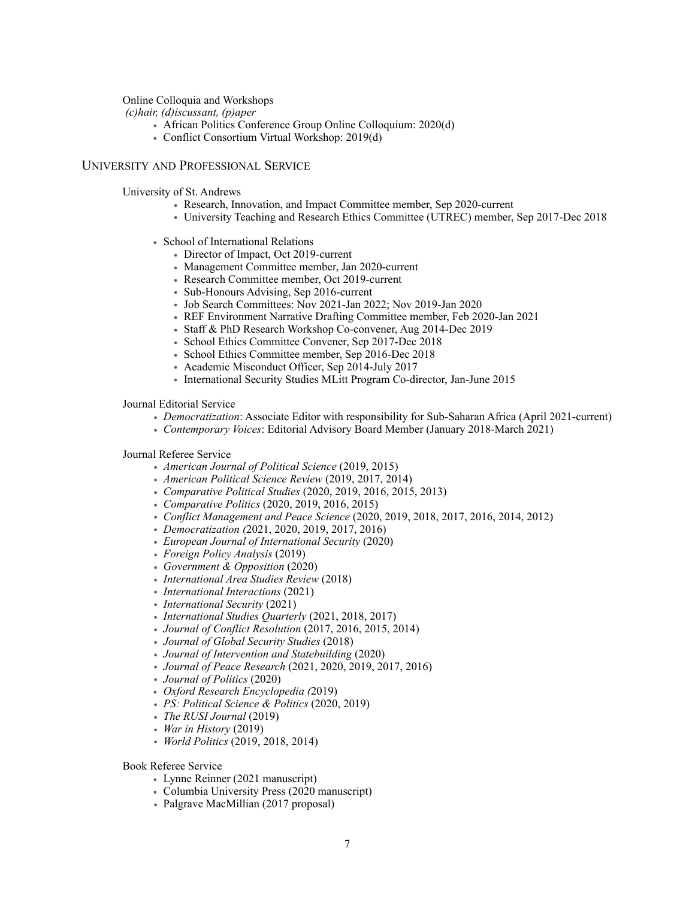Online Colloquia and Workshops

*(c)hair, (d)iscussant, (p)aper*

- African Politics Conference Group Online Colloquium: 2020(d)
- Conflict Consortium Virtual Workshop: 2019(d)

## University and Professional Service

University of St. Andrews

- Research, Innovation, and Impact Committee member, Sep 2020-current
- University Teaching and Research Ethics Committee (UTREC) member, Sep 2017-Dec 2018

- School of International Relations
    - Director of Impact, Oct 2019-current
    - Management Committee member, Jan 2020-current
    - Research Committee member, Oct 2019-current
    - Sub-Honours Advising, Sep 2016-current
    - Job Search Committees: Nov 2021-Jan 2022; Nov 2019-Jan 2020
    - REF Environment Narrative Drafting Committee member, Feb 2020-Jan 2021
    - Staff & PhD Research Workshop Co-convener, Aug 2014-Dec 2019
    - School Ethics Committee Convener, Sep 2017-Dec 2018
    - School Ethics Committee member, Sep 2016-Dec 2018
    - Academic Misconduct Officer, Sep 2014-July 2017
    - International Security Studies MLitt Program Co-director, Jan-June 2015

Journal Editorial Service

- *Democratization*: Associate Editor with responsibility for Sub-Saharan Africa (April 2021-current)
- *Contemporary Voices*: Editorial Advisory Board Member (January 2018-March 2021)

Journal Referee Service

- *American Journal of Political Science* (2019, 2015)
- *American Political Science Review* (2019, 2017, 2014)
- *Comparative Political Studies* (2020, 2019, 2016, 2015, 2013)
- *Comparative Politics* (2020, 2019, 2016, 2015)
- *Conflict Management and Peace Science* (2020, 2019, 2018, 2017, 2016, 2014, 2012)
- *Democratization (*2021, 2020, 2019, 2017, 2016)
- *European Journal of International Security* (2020)
- *Foreign Policy Analysis* (2019)
- *Government & Opposition* (2020)
- *International Area Studies Review* (2018)
- *International Interactions* (2021)
- *International Security* (2021)
- *International Studies Quarterly* (2021, 2018, 2017)
- *Journal of Conflict Resolution* (2017, 2016, 2015, 2014)
- *Journal of Global Security Studies* (2018)
- *Journal of Intervention and Statebuilding* (2020)
- *Journal of Peace Research* (2021, 2020, 2019, 2017, 2016)
- *Journal of Politics* (2020)
- *Oxford Research Encyclopedia (*2019)
- *PS: Political Science & Politics* (2020, 2019)
- *The RUSI Journal* (2019)
- *War in History* (2019)
- *World Politics* (2019, 2018, 2014)

Book Referee Service

- Lynne Reinner (2021 manuscript)
- Columbia University Press (2020 manuscript)
- Palgrave MacMillian (2017 proposal)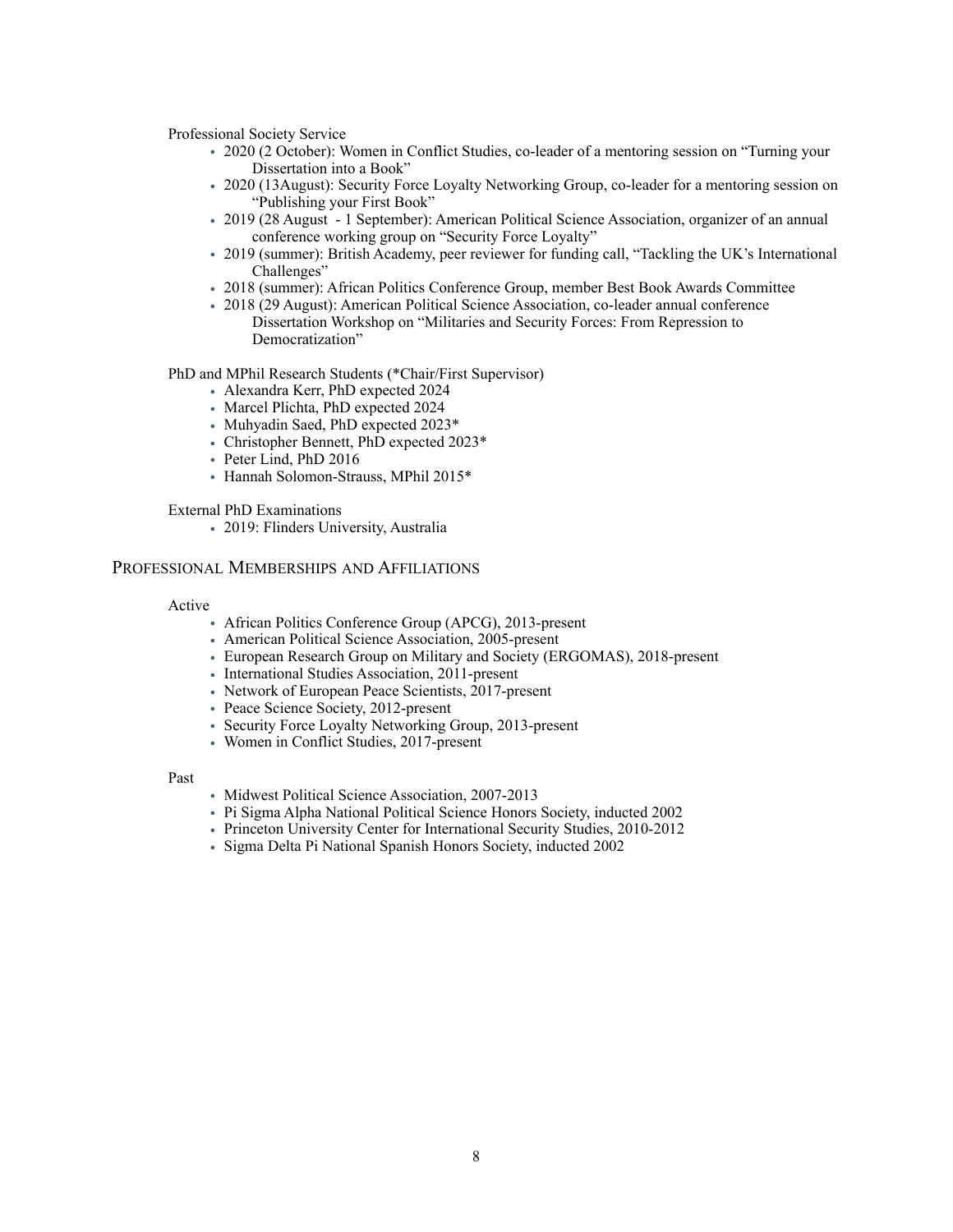Professional Society Service

- 2020 (2 October): Women in Conflict Studies, co-leader of a mentoring session on "Turning your Dissertation into a Book"
- 2020 (13August): Security Force Loyalty Networking Group, co-leader for a mentoring session on "Publishing your First Book"
- 2019 (28 August - 1 September): American Political Science Association, organizer of an annual conference working group on "Security Force Loyalty"
- 2019 (summer): British Academy, peer reviewer for funding call, "Tackling the UK's International Challenges"
- 2018 (summer): African Politics Conference Group, member Best Book Awards Committee
- 2018 (29 August): American Political Science Association, co-leader annual conference Dissertation Workshop on "Militaries and Security Forces: From Repression to Democratization"

PhD and MPhil Research Students (*Chair/First Supervisor)

- Alexandra Kerr, PhD expected 2024
- Marcel Plichta, PhD expected 2024
- Muhyadin Saed, PhD expected 2023*
- Christopher Bennett, PhD expected 2023*
- Peter Lind, PhD 2016
- Hannah Solomon-Strauss, MPhil 2015*

External PhD Examinations

- 2019: Flinders University, Australia

## Professional Memberships and Affiliations

Active

- African Politics Conference Group (APCG), 2013-present
- American Political Science Association, 2005-present
- European Research Group on Military and Society (ERGOMAS), 2018-present
- International Studies Association, 2011-present
- Network of European Peace Scientists, 2017-present
- Peace Science Society, 2012-present
- Security Force Loyalty Networking Group, 2013-present
- Women in Conflict Studies, 2017-present

Past

- Midwest Political Science Association, 2007-2013
- Pi Sigma Alpha National Political Science Honors Society, inducted 2002
- Princeton University Center for International Security Studies, 2010-2012
- Sigma Delta Pi National Spanish Honors Society, inducted 2002